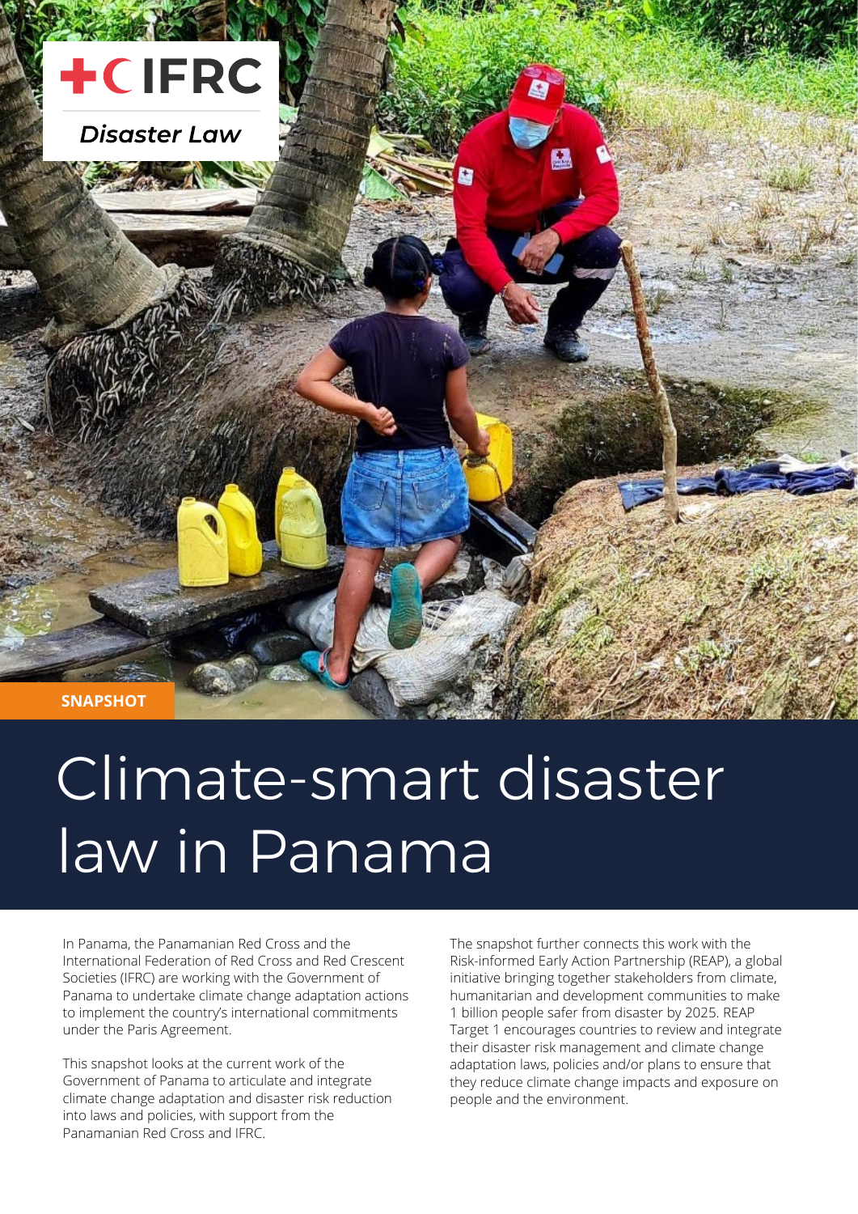IFRC

Disaster Law

SNAPSHOT

# Climate-smart disaster law in Panama

In Panama, the Panamanian Red Cross and the International Federation of Red Cross and Red Crescent Societies (IFRC) are working with the Government of Panama to undertake climate change adaptation actions to implement the country's international commitments under the Paris Agreement.

This snapshot looks at the current work of the Government of Panama to articulate and integrate climate change adaptation and disaster risk reduction into laws and policies, with support from the Panamanian Red Cross and IFRC.

The snapshot further connects this work with the Risk-informed Early Action Partnership (REAP), a global initiative bringing together stakeholders from climate, humanitarian and development communities to make 1 billion people safer from disaster by 2025. REAP Target 1 encourages countries to review and integrate their disaster risk management and climate change adaptation laws, policies and/or plans to ensure that they reduce climate change impacts and exposure on people and the environment.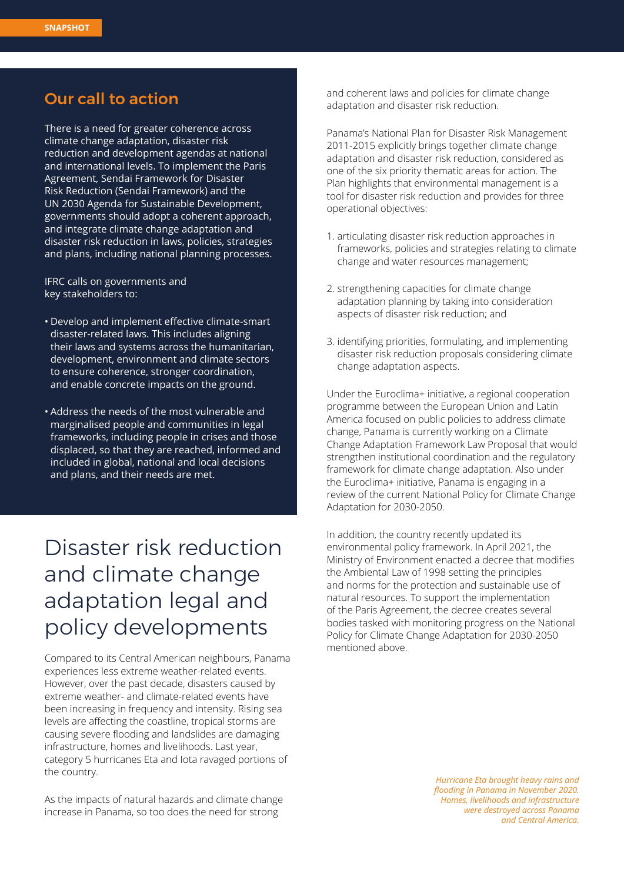## Our call to action

There is a need for greater coherence across climate change adaptation, disaster risk reduction and development agendas at national and international levels. To implement the Paris Agreement, Sendai Framework for Disaster Risk Reduction (Sendai Framework) and the UN 2030 Agenda for Sustainable Development, governments should adopt a coherent approach, and integrate climate change adaptation and disaster risk reduction in laws, policies, strategies and plans, including national planning processes.

IFRC calls on governments and key stakeholders to:

- Develop and implement effective climate-smart disaster-related laws. This includes aligning their laws and systems across the humanitarian, development, environment and climate sectors to ensure coherence, stronger coordination, and enable concrete impacts on the ground.
- Address the needs of the most vulnerable and marginalised people and communities in legal frameworks, including people in crises and those displaced, so that they are reached, informed and included in global, national and local decisions and plans, and their needs are met.

# Disaster risk reduction and climate change adaptation legal and policy developments

Compared to its Central American neighbours, Panama experiences less extreme weather-related events. However, over the past decade, disasters caused by extreme weather- and climate-related events have been increasing in frequency and intensity. Rising sea levels are affecting the coastline, tropical storms are causing severe flooding and landslides are damaging infrastructure, homes and livelihoods. Last year, category 5 hurricanes Eta and Iota ravaged portions of the country.

As the impacts of natural hazards and climate change increase in Panama, so too does the need for strong and coherent laws and policies for climate change adaptation and disaster risk reduction.

Panama's National Plan for Disaster Risk Management 2011-2015 explicitly brings together climate change adaptation and disaster risk reduction, considered as one of the six priority thematic areas for action. The Plan highlights that environmental management is a tool for disaster risk reduction and provides for three operational objectives:

1. articulating disaster risk reduction approaches in frameworks, policies and strategies relating to climate change and water resources management;
2. strengthening capacities for climate change adaptation planning by taking into consideration aspects of disaster risk reduction; and
3. identifying priorities, formulating, and implementing disaster risk reduction proposals considering climate change adaptation aspects.

Under the Euroclima+ initiative, a regional cooperation programme between the European Union and Latin America focused on public policies to address climate change, Panama is currently working on a Climate Change Adaptation Framework Law Proposal that would strengthen institutional coordination and the regulatory framework for climate change adaptation. Also under the Euroclima+ initiative, Panama is engaging in a review of the current National Policy for Climate Change Adaptation for 2030-2050.

In addition, the country recently updated its environmental policy framework. In April 2021, the Ministry of Environment enacted a decree that modifies the Ambiental Law of 1998 setting the principles and norms for the protection and sustainable use of natural resources. To support the implementation of the Paris Agreement, the decree creates several bodies tasked with monitoring progress on the National Policy for Climate Change Adaptation for 2030-2050 mentioned above.

*Hurricane Eta brought heavy rains and flooding in Panama in November 2020. Homes, livelihoods and infrastructure were destroyed across Panama and Central America.*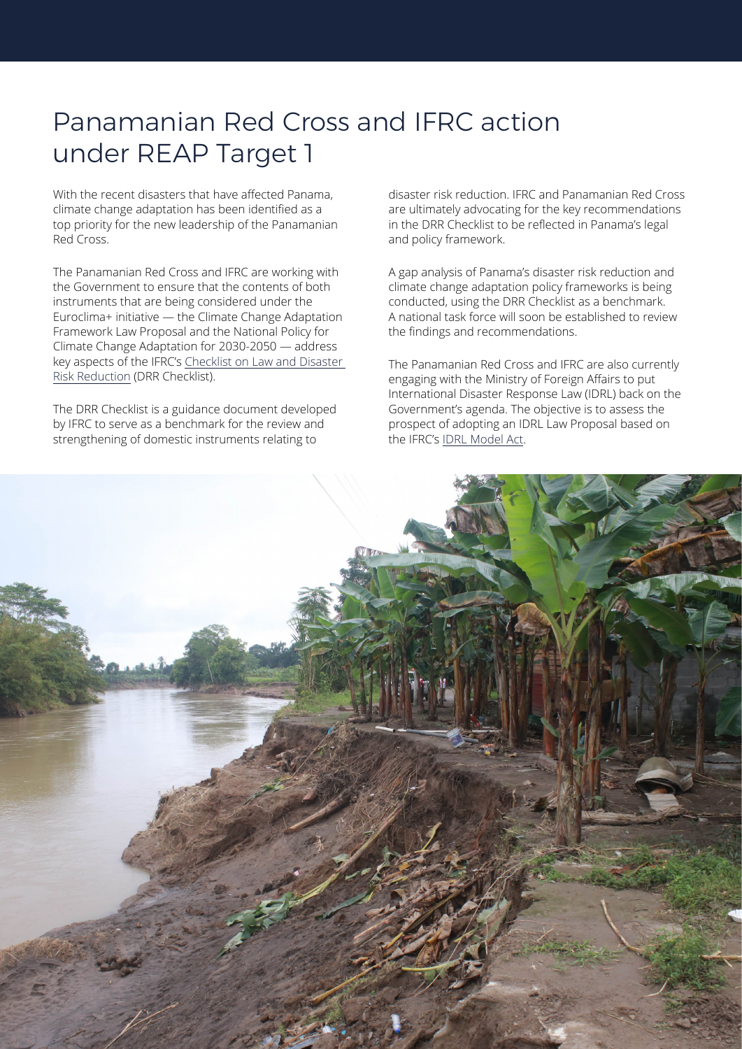# Panamanian Red Cross and IFRC action under REAP Target 1

With the recent disasters that have affected Panama, climate change adaptation has been identified as a top priority for the new leadership of the Panamanian Red Cross.

The Panamanian Red Cross and IFRC are working with the Government to ensure that the contents of both instruments that are being considered under the Euroclima+ initiative — the Climate Change Adaptation Framework Law Proposal and the National Policy for Climate Change Adaptation for 2030-2050 — address key aspects of the IFRC's Checklist on Law and Disaster Risk Reduction (DRR Checklist).

The DRR Checklist is a guidance document developed by IFRC to serve as a benchmark for the review and strengthening of domestic instruments relating to disaster risk reduction. IFRC and Panamanian Red Cross are ultimately advocating for the key recommendations in the DRR Checklist to be reflected in Panama's legal and policy framework.

A gap analysis of Panama's disaster risk reduction and climate change adaptation policy frameworks is being conducted, using the DRR Checklist as a benchmark. A national task force will soon be established to review the findings and recommendations.

The Panamanian Red Cross and IFRC are also currently engaging with the Ministry of Foreign Affairs to put International Disaster Response Law (IDRL) back on the Government's agenda. The objective is to assess the prospect of adopting an IDRL Law Proposal based on the IFRC's IDRL Model Act.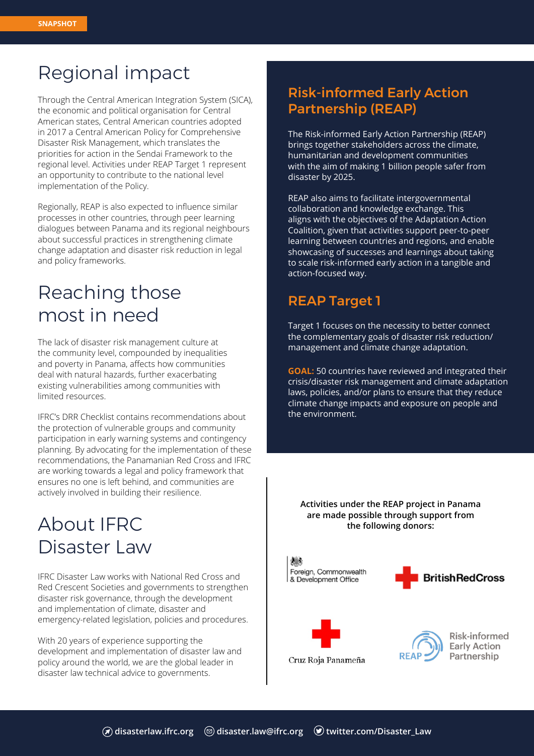SNAPSHOT

# Regional impact

Through the Central American Integration System (SICA), the economic and political organisation for Central American states, Central American countries adopted in 2017 a Central American Policy for Comprehensive Disaster Risk Management, which translates the priorities for action in the Sendai Framework to the regional level. Activities under REAP Target 1 represent an opportunity to contribute to the national level implementation of the Policy.

Regionally, REAP is also expected to influence similar processes in other countries, through peer learning dialogues between Panama and its regional neighbours about successful practices in strengthening climate change adaptation and disaster risk reduction in legal and policy frameworks.

# Reaching those most in need

The lack of disaster risk management culture at the community level, compounded by inequalities and poverty in Panama, affects how communities deal with natural hazards, further exacerbating existing vulnerabilities among communities with limited resources.

IFRC's DRR Checklist contains recommendations about the protection of vulnerable groups and community participation in early warning systems and contingency planning. By advocating for the implementation of these recommendations, the Panamanian Red Cross and IFRC are working towards a legal and policy framework that ensures no one is left behind, and communities are actively involved in building their resilience.

# About IFRC Disaster Law

IFRC Disaster Law works with National Red Cross and Red Crescent Societies and governments to strengthen disaster risk governance, through the development and implementation of climate, disaster and emergency-related legislation, policies and procedures.

With 20 years of experience supporting the development and implementation of disaster law and policy around the world, we are the global leader in disaster law technical advice to governments.

## Risk-informed Early Action Partnership (REAP)

The Risk-informed Early Action Partnership (REAP) brings together stakeholders across the climate, humanitarian and development communities with the aim of making 1 billion people safer from disaster by 2025.

REAP also aims to facilitate intergovernmental collaboration and knowledge exchange. This aligns with the objectives of the Adaptation Action Coalition, given that activities support peer-to-peer learning between countries and regions, and enable showcasing of successes and learnings about taking to scale risk-informed early action in a tangible and action-focused way.

## REAP Target 1

Target 1 focuses on the necessity to better connect the complementary goals of disaster risk reduction/ management and climate change adaptation.

**GOAL:** 50 countries have reviewed and integrated their crisis/disaster risk management and climate adaptation laws, policies, and/or plans to ensure that they reduce climate change impacts and exposure on people and the environment.

**Activities under the REAP project in Panama are made possible through support from the following donors:**

Foreign, Commonwealth & Development Office

BritishRedCross

Cruz Roja Panameña

REAP Risk-informed Early Action Partnership

disasterlaw.ifrc.org disaster.law@ifrc.org twitter.com/Disaster_Law